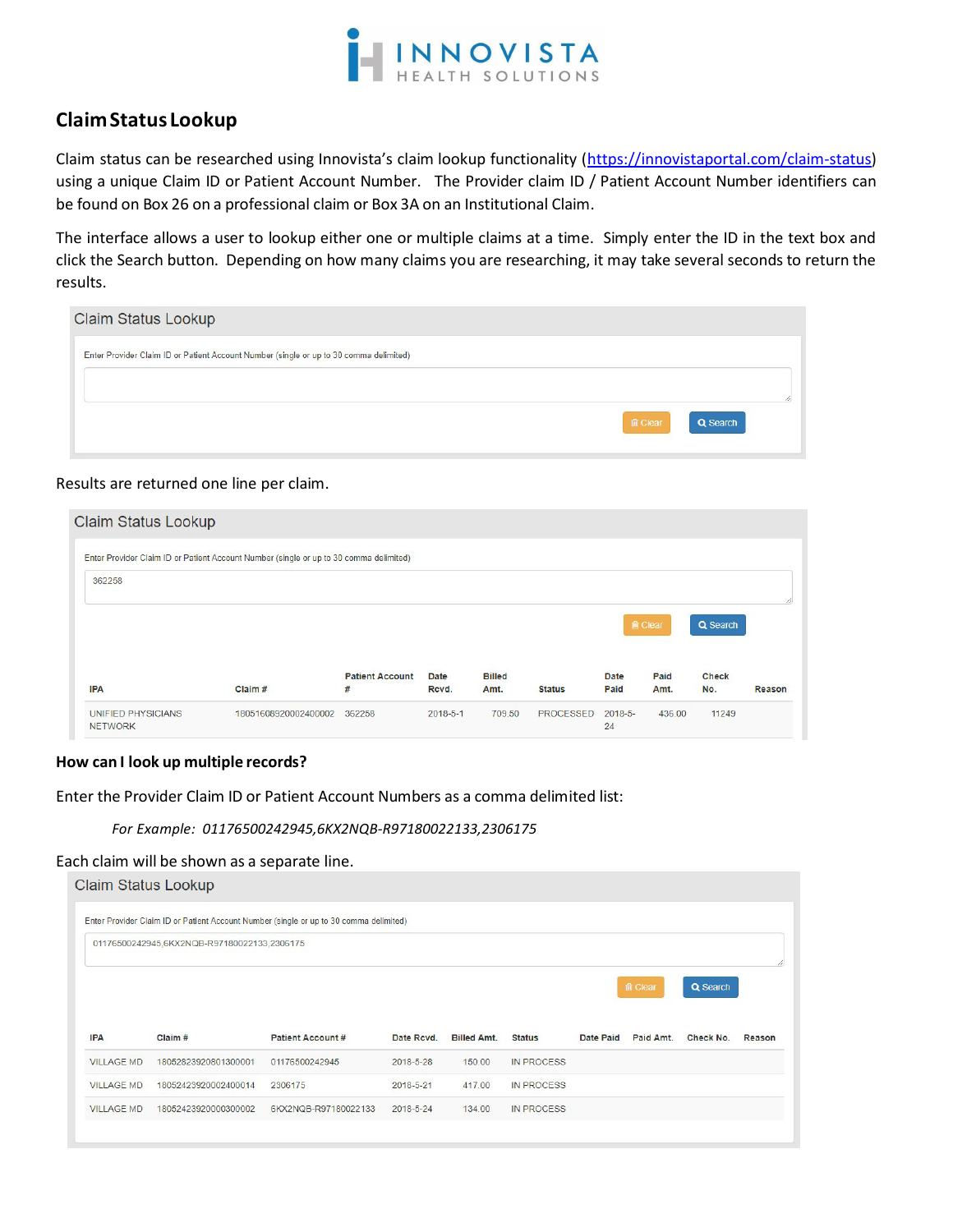INNOVISTA HEALTH SOLUTIONS

## Claim Status Lookup

Claim status can be researched using Innovista's claim lookup functionality (https://innovistaportal.com/claim-status) using a unique Claim ID or Patient Account Number. The Provider claim ID / Patient Account Number identifiers can be found on Box 26 on a professional claim or Box 3A on an Institutional Claim.

The interface allows a user to lookup either one or multiple claims at a time. Simply enter the ID in the text box and click the Search button. Depending on how many claims you are researching, it may take several seconds to return the results.

Claim Status Lookup

Enter Provider Claim ID or Patient Account Number (single or up to 30 comma delimited)

Clear | Search

Results are returned one line per claim.

Claim Status Lookup

Enter Provider Claim ID or Patient Account Number (single or up to 30 comma delimited)

362258

Clear | Search

| IPA | Claim # | Patient Account # | Date Rcvd. | Billed Amt. | Status | Date Paid | Paid Amt. | Check No. | Reason |
|---|---|---|---|---|---|---|---|---|---|
| UNIFIED PHYSICIANS NETWORK | 18051608920002400002 | 362258 | 2018-5-1 | 709.50 | PROCESSED | 2018-5-24 | 436.00 | 11249 | |

### How can I look up multiple records?

Enter the Provider Claim ID or Patient Account Numbers as a comma delimited list:

*For Example: 01176500242945,6KX2NQB-R97180022133,2306175*

Each claim will be shown as a separate line.

Claim Status Lookup

Enter Provider Claim ID or Patient Account Number (single or up to 30 comma delimited)

01176500242945,6KX2NQB-R97180022133,2306175

Clear | Search

| IPA | Claim # | Patient Account # | Date Rcvd. | Billed Amt. | Status | Date Paid | Paid Amt. | Check No. | Reason |
|---|---|---|---|---|---|---|---|---|---|
| VILLAGE MD | 18052823920801300001 | 01176500242945 | 2018-5-28 | 150.00 | IN PROCESS | | | | |
| VILLAGE MD | 18052423920002400014 | 2306175 | 2018-5-21 | 417.00 | IN PROCESS | | | | |
| VILLAGE MD | 18052423920000300002 | 6KX2NQB-R97180022133 | 2018-5-24 | 134.00 | IN PROCESS | | | | |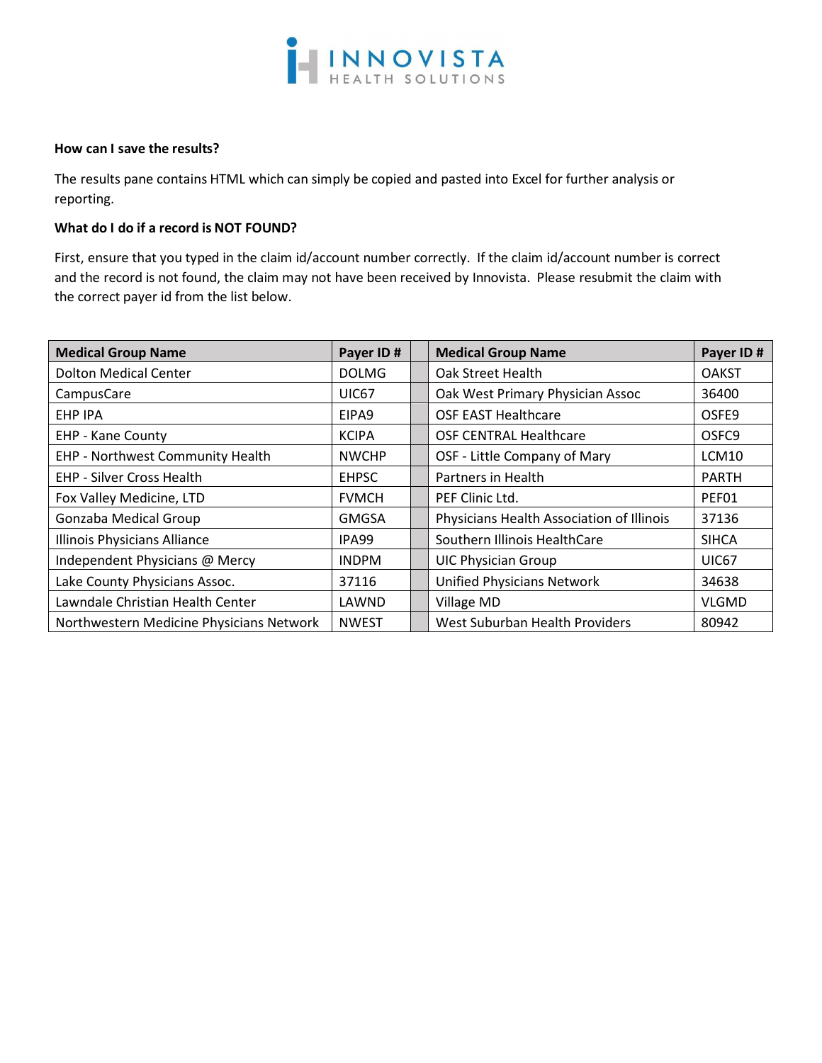**How can I save the results?**

The results pane contains HTML which can simply be copied and pasted into Excel for further analysis or reporting.

**What do I do if a record is NOT FOUND?**

First, ensure that you typed in the claim id/account number correctly. If the claim id/account number is correct and the record is not found, the claim may not have been received by Innovista. Please resubmit the claim with the correct payer id from the list below.

| Medical Group Name | Payer ID # | | Medical Group Name | Payer ID # |
|---|---|---|---|---|
| Dolton Medical Center | DOLMG | | Oak Street Health | OAKST |
| CampusCare | UIC67 | | Oak West Primary Physician Assoc | 36400 |
| EHP IPA | EIPA9 | | OSF EAST Healthcare | OSFE9 |
| EHP - Kane County | KCIPA | | OSF CENTRAL Healthcare | OSFC9 |
| EHP - Northwest Community Health | NWCHP | | OSF - Little Company of Mary | LCM10 |
| EHP - Silver Cross Health | EHPSC | | Partners in Health | PARTH |
| Fox Valley Medicine, LTD | FVMCH | | PEF Clinic Ltd. | PEF01 |
| Gonzaba Medical Group | GMGSA | | Physicians Health Association of Illinois | 37136 |
| Illinois Physicians Alliance | IPA99 | | Southern Illinois HealthCare | SIHCA |
| Independent Physicians @ Mercy | INDPM | | UIC Physician Group | UIC67 |
| Lake County Physicians Assoc. | 37116 | | Unified Physicians Network | 34638 |
| Lawndale Christian Health Center | LAWND | | Village MD | VLGMD |
| Northwestern Medicine Physicians Network | NWEST | | West Suburban Health Providers | 80942 |